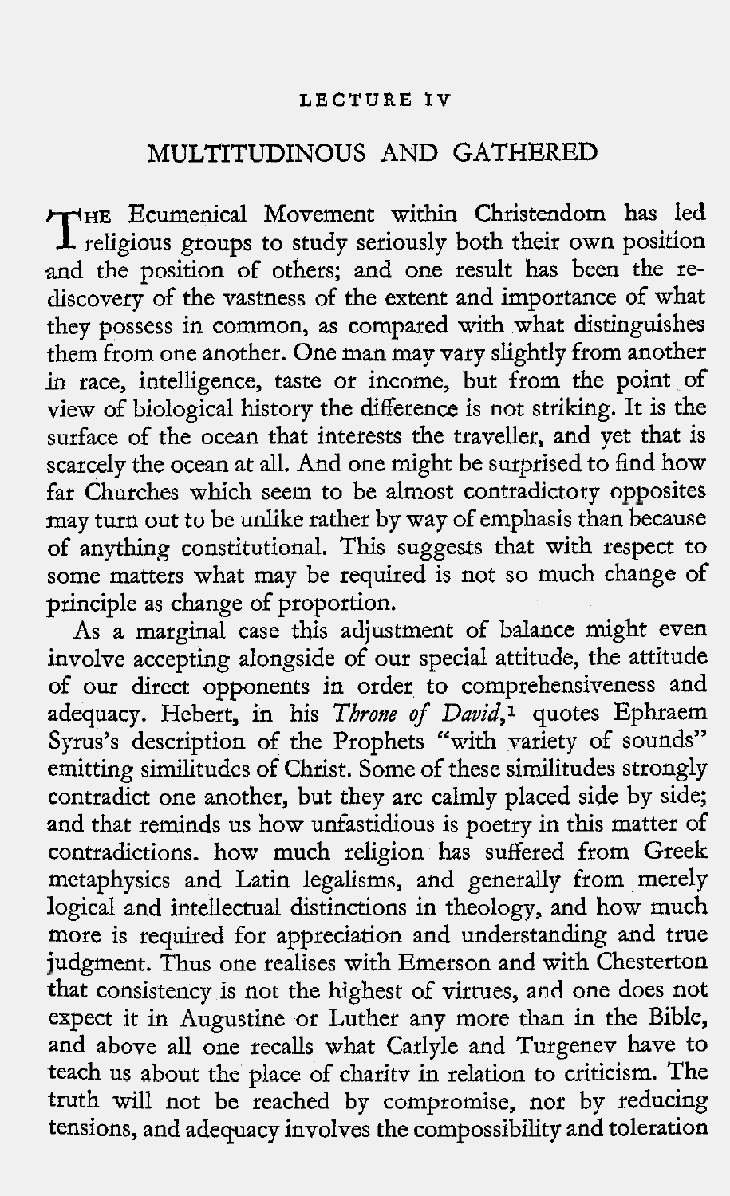## LECTURE IV

# MULTITUDINOUS AND GATHERED

THE Ecumenical Movement within Christendom has led religious groups to study seriously both their own position and the position of others; and one result has been the rediscovery of the vastness of the extent and importance of what they possess in common, as compared with what distinguishes them from one another. One man may vary slightly from another in race, intelligence, taste or income, but from the point of view of biological history the difference is not striking. It is the surface of the ocean that interests the traveller, and yet that is scarcely the ocean at all. And one might be surprised to find how far Churches which seem to be almost contradictory opposites may turn out to be unlike rather by way of emphasis than because of anything constitutional. This suggests that with respect to some matters what may be required is not so much change of principle as change of proportion.

As a marginal case this adjustment of balance might even involve accepting alongside of our special attitude, the attitude of our direct opponents in order to comprehensiveness and adequacy. Hebert, in his *Throne of David*,[1] quotes Ephraem Syrus's description of the Prophets "with variety of sounds" emitting similitudes of Christ. Some of these similitudes strongly contradict one another, but they are calmly placed side by side; and that reminds us how unfastidious is poetry in this matter of contradictions. how much religion has suffered from Greek metaphysics and Latin legalisms, and generally from merely logical and intellectual distinctions in theology, and how much more is required for appreciation and understanding and true judgment. Thus one realises with Emerson and with Chesterton that consistency is not the highest of virtues, and one does not expect it in Augustine or Luther any more than in the Bible, and above all one recalls what Carlyle and Turgenev have to teach us about the place of charitv in relation to criticism. The truth will not be reached by compromise, nor by reducing tensions, and adequacy involves the compossibility and toleration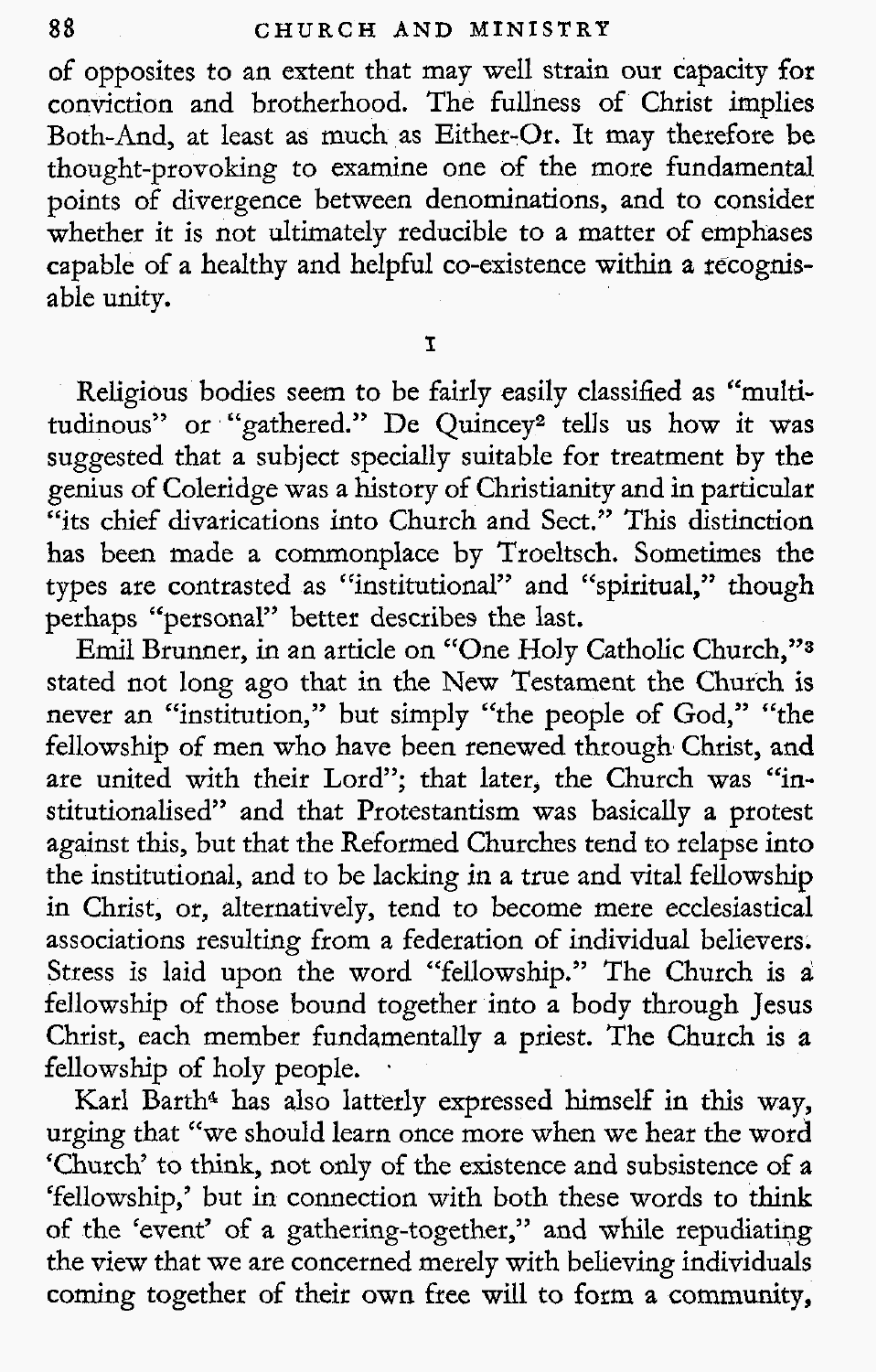of opposites to an extent that may well strain our capacity for conviction and brotherhood. The fullness of Christ implies Both-And, at least as much as Either-Or. It may therefore be thought-provoking to examine one of the more fundamental points of divergence between denominations, and to consider whether it is not ultimately reducible to a matter of emphases capable of a healthy and helpful co-existence within a recognisable unity.

## I

Religious bodies seem to be fairly easily classified as "multitudinous" or "gathered." De Quincey[2] tells us how it was suggested that a subject specially suitable for treatment by the genius of Coleridge was a history of Christianity and in particular "its chief divarications into Church and Sect." This distinction has been made a commonplace by Troeltsch. Sometimes the types are contrasted as "institutional" and "spiritual," though perhaps "personal" better describes the last.

Emil Brunner, in an article on "One Holy Catholic Church,"[3] stated not long ago that in the New Testament the Church is never an "institution," but simply "the people of God," "the fellowship of men who have been renewed through Christ, and are united with their Lord"; that later, the Church was "institutionalised" and that Protestantism was basically a protest against this, but that the Reformed Churches tend to relapse into the institutional, and to be lacking in a true and vital fellowship in Christ, or, alternatively, tend to become mere ecclesiastical associations resulting from a federation of individual believers. Stress is laid upon the word "fellowship." The Church is a fellowship of those bound together into a body through Jesus Christ, each member fundamentally a priest. The Church is a fellowship of holy people.

Karl Barth[4] has also latterly expressed himself in this way, urging that "we should learn once more when we hear the word 'Church' to think, not only of the existence and subsistence of a 'fellowship,' but in connection with both these words to think of the 'event' of a gathering-together," and while repudiating the view that we are concerned merely with believing individuals coming together of their own free will to form a community,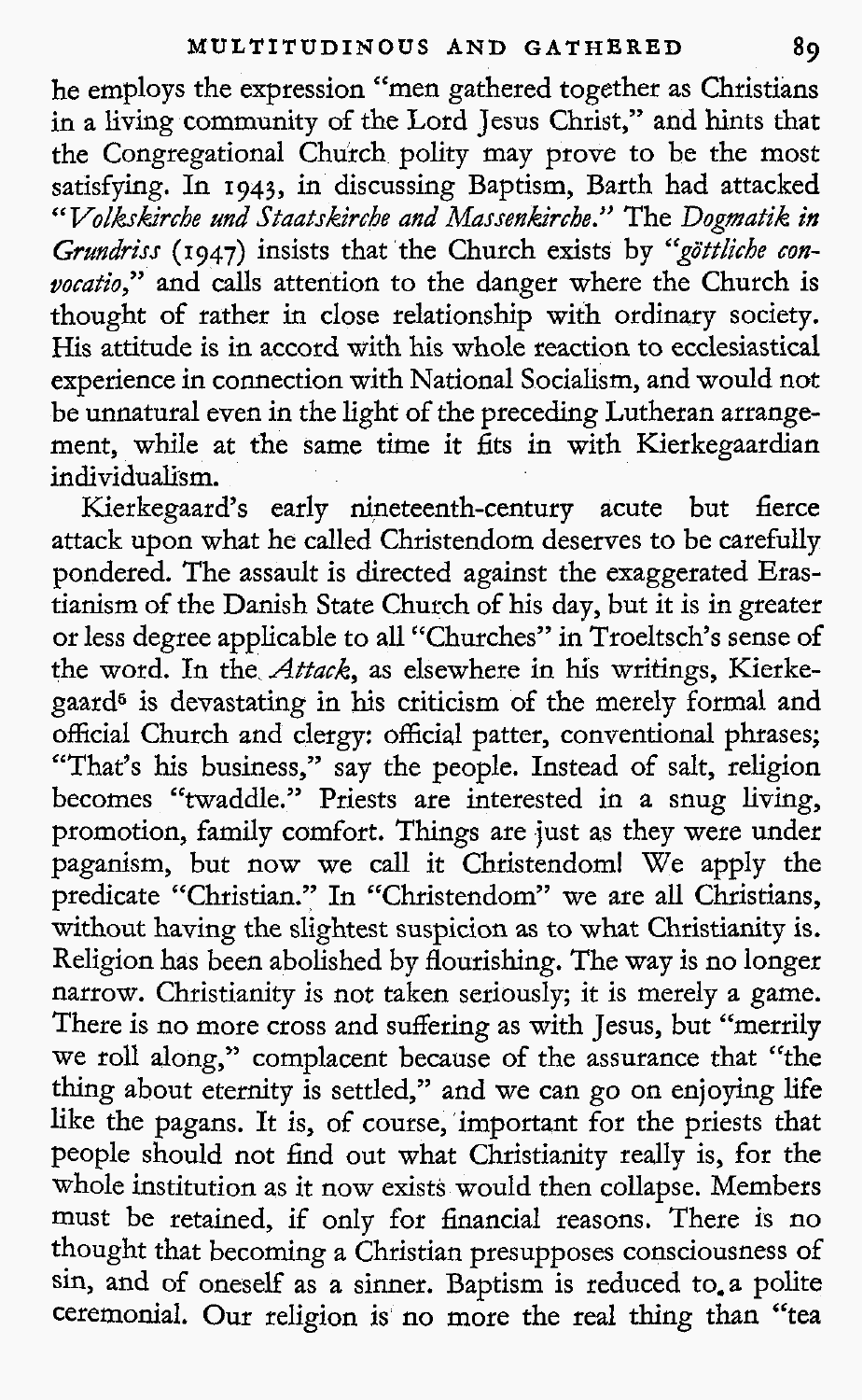he employs the expression "men gathered together as Christians in a living community of the Lord Jesus Christ," and hints that the Congregational Church polity may prove to be the most satisfying. In 1943, in discussing Baptism, Barth had attacked "*Volkskirche und Staatskirche and Massenkirche.*" The *Dogmatik in Grundriss* (1947) insists that the Church exists by "*göttliche convocatio*," and calls attention to the danger where the Church is thought of rather in close relationship with ordinary society. His attitude is in accord with his whole reaction to ecclesiastical experience in connection with National Socialism, and would not be unnatural even in the light of the preceding Lutheran arrangement, while at the same time it fits in with Kierkegaardian individualism.

Kierkegaard's early nineteenth-century acute but fierce attack upon what he called Christendom deserves to be carefully pondered. The assault is directed against the exaggerated Erastianism of the Danish State Church of his day, but it is in greater or less degree applicable to all "Churches" in Troeltsch's sense of the word. In the *Attack*, as elsewhere in his writings, Kierkegaard[6] is devastating in his criticism of the merely formal and official Church and clergy: official patter, conventional phrases; "That's his business," say the people. Instead of salt, religion becomes "twaddle." Priests are interested in a snug living, promotion, family comfort. Things are just as they were under paganism, but now we call it Christendom! We apply the predicate "Christian." In "Christendom" we are all Christians, without having the slightest suspicion as to what Christianity is. Religion has been abolished by flourishing. The way is no longer narrow. Christianity is not taken seriously; it is merely a game. There is no more cross and suffering as with Jesus, but "merrily we roll along," complacent because of the assurance that "the thing about eternity is settled," and we can go on enjoying life like the pagans. It is, of course, important for the priests that people should not find out what Christianity really is, for the whole institution as it now exists would then collapse. Members must be retained, if only for financial reasons. There is no thought that becoming a Christian presupposes consciousness of sin, and of oneself as a sinner. Baptism is reduced to a polite ceremonial. Our religion is no more the real thing than "tea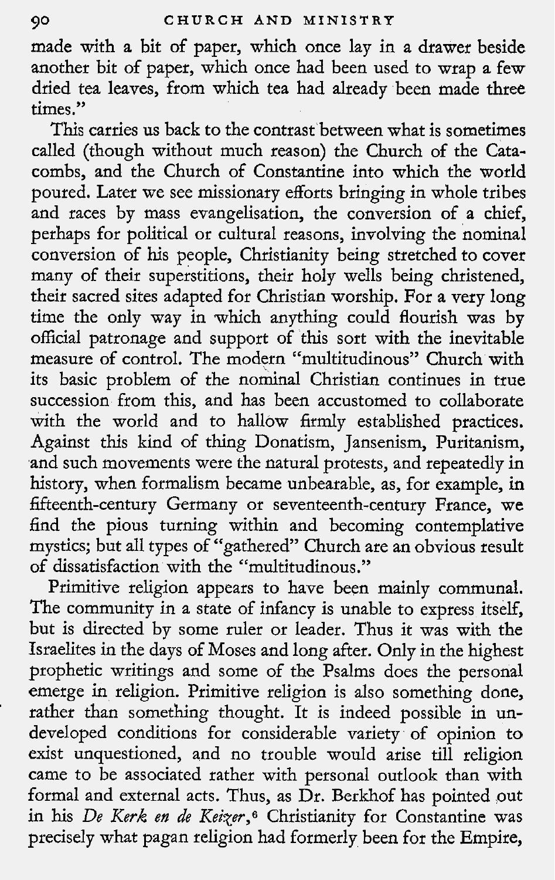made with a bit of paper, which once lay in a drawer beside another bit of paper, which once had been used to wrap a few dried tea leaves, from which tea had already been made three times."

This carries us back to the contrast between what is sometimes called (though without much reason) the Church of the Catacombs, and the Church of Constantine into which the world poured. Later we see missionary efforts bringing in whole tribes and races by mass evangelisation, the conversion of a chief, perhaps for political or cultural reasons, involving the nominal conversion of his people, Christianity being stretched to cover many of their superstitions, their holy wells being christened, their sacred sites adapted for Christian worship. For a very long time the only way in which anything could flourish was by official patronage and support of this sort with the inevitable measure of control. The modern "multitudinous" Church with its basic problem of the nominal Christian continues in true succession from this, and has been accustomed to collaborate with the world and to hallow firmly established practices. Against this kind of thing Donatism, Jansenism, Puritanism, and such movements were the natural protests, and repeatedly in history, when formalism became unbearable, as, for example, in fifteenth-century Germany or seventeenth-century France, we find the pious turning within and becoming contemplative mystics; but all types of "gathered" Church are an obvious result of dissatisfaction with the "multitudinous."

Primitive religion appears to have been mainly communal. The community in a state of infancy is unable to express itself, but is directed by some ruler or leader. Thus it was with the Israelites in the days of Moses and long after. Only in the highest prophetic writings and some of the Psalms does the personal emerge in religion. Primitive religion is also something done, rather than something thought. It is indeed possible in undeveloped conditions for considerable variety of opinion to exist unquestioned, and no trouble would arise till religion came to be associated rather with personal outlook than with formal and external acts. Thus, as Dr. Berkhof has pointed out in his *De Kerk en de Keizer*,[6] Christianity for Constantine was precisely what pagan religion had formerly been for the Empire,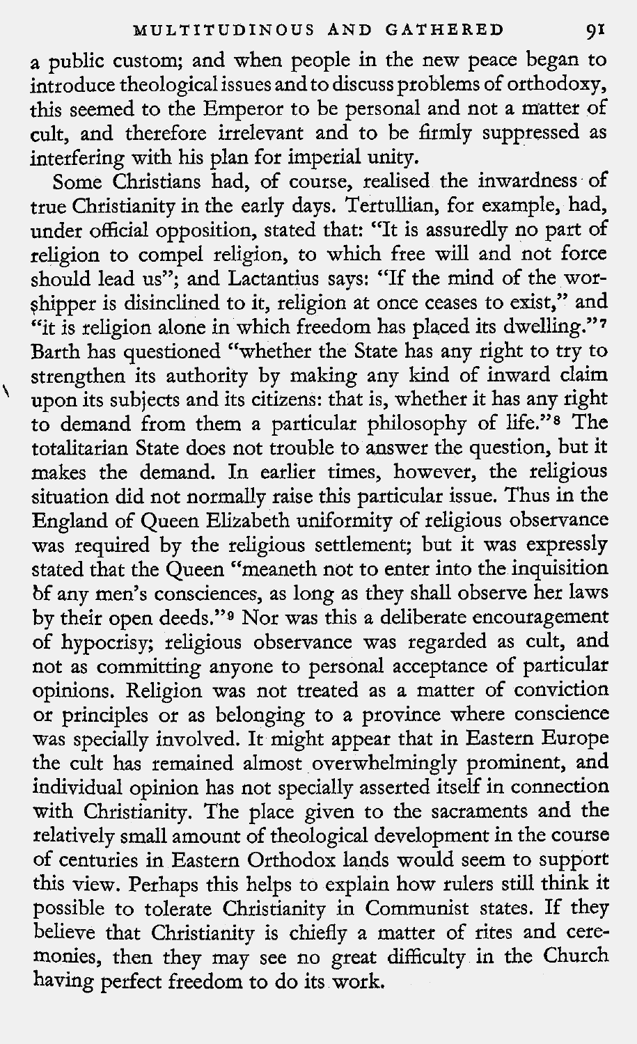a public custom; and when people in the new peace began to introduce theological issues and to discuss problems of orthodoxy, this seemed to the Emperor to be personal and not a matter of cult, and therefore irrelevant and to be firmly suppressed as interfering with his plan for imperial unity.

Some Christians had, of course, realised the inwardness of true Christianity in the early days. Tertullian, for example, had, under official opposition, stated that: "It is assuredly no part of religion to compel religion, to which free will and not force should lead us"; and Lactantius says: "If the mind of the worshipper is disinclined to it, religion at once ceases to exist," and "it is religion alone in which freedom has placed its dwelling."[7] Barth has questioned "whether the State has any right to try to strengthen its authority by making any kind of inward claim upon its subjects and its citizens: that is, whether it has any right to demand from them a particular philosophy of life."[8] The totalitarian State does not trouble to answer the question, but it makes the demand. In earlier times, however, the religious situation did not normally raise this particular issue. Thus in the England of Queen Elizabeth uniformity of religious observance was required by the religious settlement; but it was expressly stated that the Queen "meaneth not to enter into the inquisition of any men's consciences, as long as they shall observe her laws by their open deeds."[9] Nor was this a deliberate encouragement of hypocrisy; religious observance was regarded as cult, and not as committing anyone to personal acceptance of particular opinions. Religion was not treated as a matter of conviction or principles or as belonging to a province where conscience was specially involved. It might appear that in Eastern Europe the cult has remained almost overwhelmingly prominent, and individual opinion has not specially asserted itself in connection with Christianity. The place given to the sacraments and the relatively small amount of theological development in the course of centuries in Eastern Orthodox lands would seem to support this view. Perhaps this helps to explain how rulers still think it possible to tolerate Christianity in Communist states. If they believe that Christianity is chiefly a matter of rites and ceremonies, then they may see no great difficulty in the Church having perfect freedom to do its work.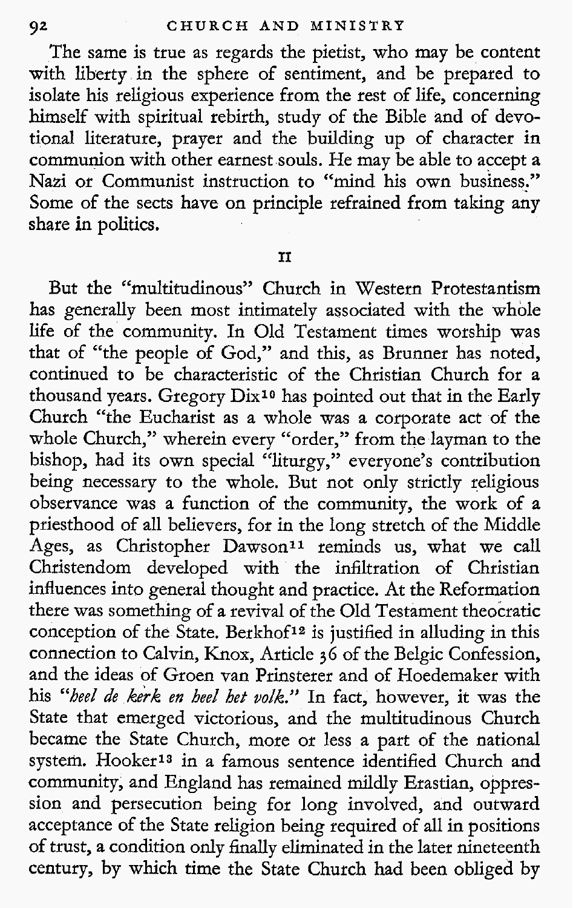The same is true as regards the pietist, who may be content with liberty in the sphere of sentiment, and be prepared to isolate his religious experience from the rest of life, concerning himself with spiritual rebirth, study of the Bible and of devotional literature, prayer and the building up of character in communion with other earnest souls. He may be able to accept a Nazi or Communist instruction to "mind his own business." Some of the sects have on principle refrained from taking any share in politics.

## II

But the "multitudinous" Church in Western Protestantism has generally been most intimately associated with the whole life of the community. In Old Testament times worship was that of "the people of God," and this, as Brunner has noted, continued to be characteristic of the Christian Church for a thousand years. Gregory Dix[10] has pointed out that in the Early Church "the Eucharist as a whole was a corporate act of the whole Church," wherein every "order," from the layman to the bishop, had its own special "liturgy," everyone's contribution being necessary to the whole. But not only strictly religious observance was a function of the community, the work of a priesthood of all believers, for in the long stretch of the Middle Ages, as Christopher Dawson[11] reminds us, what we call Christendom developed with the infiltration of Christian influences into general thought and practice. At the Reformation there was something of a revival of the Old Testament theocratic conception of the State. Berkhof[12] is justified in alluding in this connection to Calvin, Knox, Article 36 of the Belgic Confession, and the ideas of Groen van Prinsterer and of Hoedemaker with his *"heel de kerk en heel het volk."* In fact, however, it was the State that emerged victorious, and the multitudinous Church became the State Church, more or less a part of the national system. Hooker[13] in a famous sentence identified Church and community, and England has remained mildly Erastian, oppression and persecution being for long involved, and outward acceptance of the State religion being required of all in positions of trust, a condition only finally eliminated in the later nineteenth century, by which time the State Church had been obliged by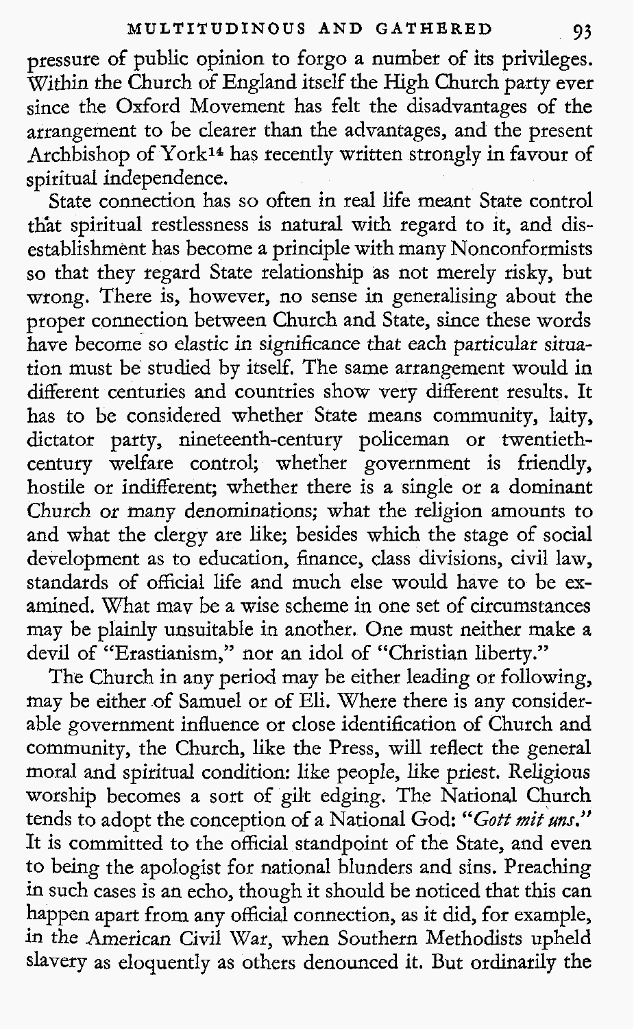pressure of public opinion to forgo a number of its privileges. Within the Church of England itself the High Church party ever since the Oxford Movement has felt the disadvantages of the arrangement to be clearer than the advantages, and the present Archbishop of York[14] has recently written strongly in favour of spiritual independence.

State connection has so often in real life meant State control that spiritual restlessness is natural with regard to it, and disestablishment has become a principle with many Nonconformists so that they regard State relationship as not merely risky, but wrong. There is, however, no sense in generalising about the proper connection between Church and State, since these words have become so elastic in significance that each particular situation must be studied by itself. The same arrangement would in different centuries and countries show very different results. It has to be considered whether State means community, laity, dictator party, nineteenth-century policeman or twentieth-century welfare control; whether government is friendly, hostile or indifferent; whether there is a single or a dominant Church or many denominations; what the religion amounts to and what the clergy are like; besides which the stage of social development as to education, finance, class divisions, civil law, standards of official life and much else would have to be examined. What may be a wise scheme in one set of circumstances may be plainly unsuitable in another. One must neither make a devil of "Erastianism," nor an idol of "Christian liberty."

The Church in any period may be either leading or following, may be either of Samuel or of Eli. Where there is any considerable government influence or close identification of Church and community, the Church, like the Press, will reflect the general moral and spiritual condition: like people, like priest. Religious worship becomes a sort of gilt edging. The National Church tends to adopt the conception of a National God: "*Gott mit uns.*" It is committed to the official standpoint of the State, and even to being the apologist for national blunders and sins. Preaching in such cases is an echo, though it should be noticed that this can happen apart from any official connection, as it did, for example, in the American Civil War, when Southern Methodists upheld slavery as eloquently as others denounced it. But ordinarily the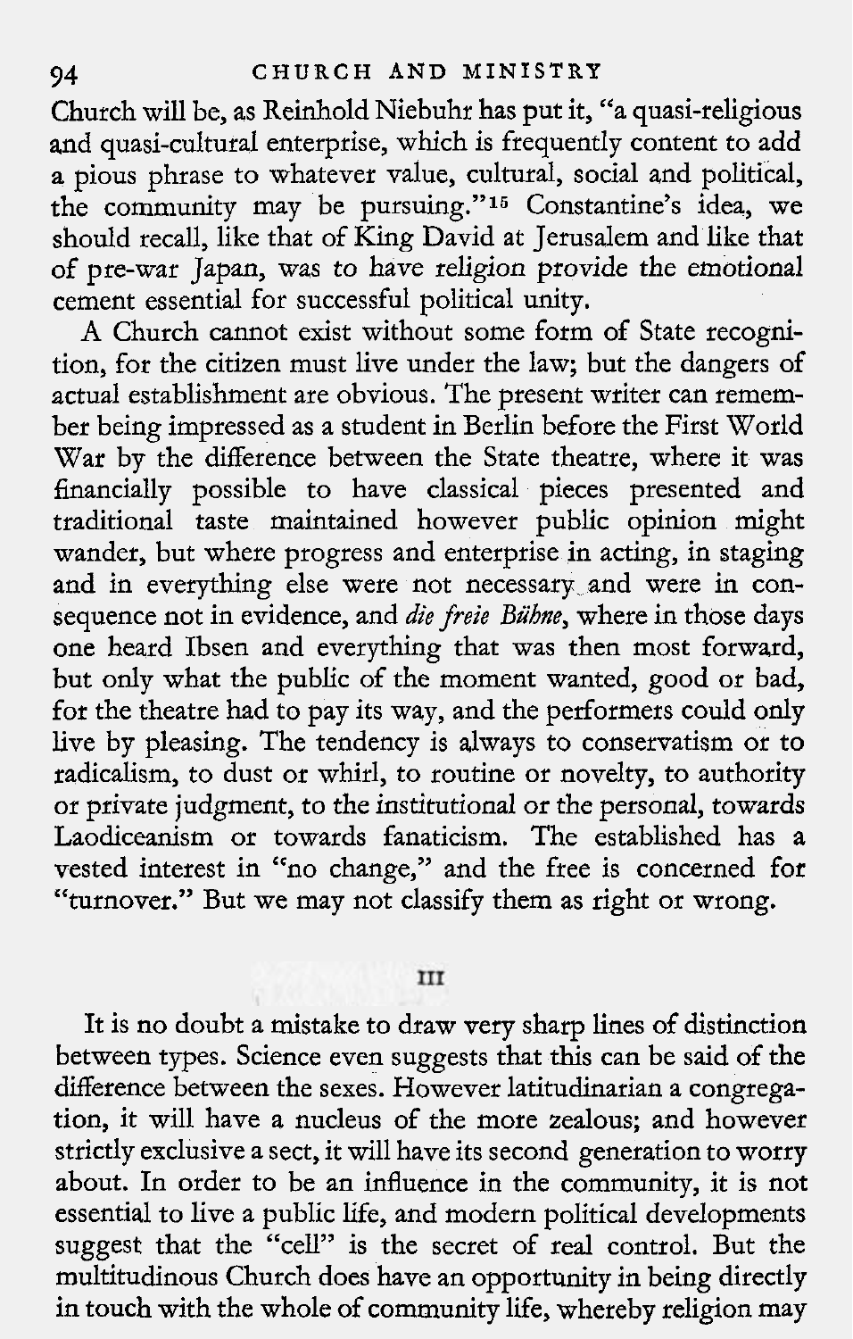Church will be, as Reinhold Niebuhr has put it, "a quasi-religious and quasi-cultural enterprise, which is frequently content to add a pious phrase to whatever value, cultural, social and political, the community may be pursuing."[15] Constantine's idea, we should recall, like that of King David at Jerusalem and like that of pre-war Japan, was to have religion provide the emotional cement essential for successful political unity.

A Church cannot exist without some form of State recognition, for the citizen must live under the law; but the dangers of actual establishment are obvious. The present writer can remember being impressed as a student in Berlin before the First World War by the difference between the State theatre, where it was financially possible to have classical pieces presented and traditional taste maintained however public opinion might wander, but where progress and enterprise in acting, in staging and in everything else were not necessary and were in consequence not in evidence, and *die freie Bühne*, where in those days one heard Ibsen and everything that was then most forward, but only what the public of the moment wanted, good or bad, for the theatre had to pay its way, and the performers could only live by pleasing. The tendency is always to conservatism or to radicalism, to dust or whirl, to routine or novelty, to authority or private judgment, to the institutional or the personal, towards Laodiceanism or towards fanaticism. The established has a vested interest in "no change," and the free is concerned for "turnover." But we may not classify them as right or wrong.

## III

It is no doubt a mistake to draw very sharp lines of distinction between types. Science even suggests that this can be said of the difference between the sexes. However latitudinarian a congregation, it will have a nucleus of the more zealous; and however strictly exclusive a sect, it will have its second generation to worry about. In order to be an influence in the community, it is not essential to live a public life, and modern political developments suggest that the "cell" is the secret of real control. But the multitudinous Church does have an opportunity in being directly in touch with the whole of community life, whereby religion may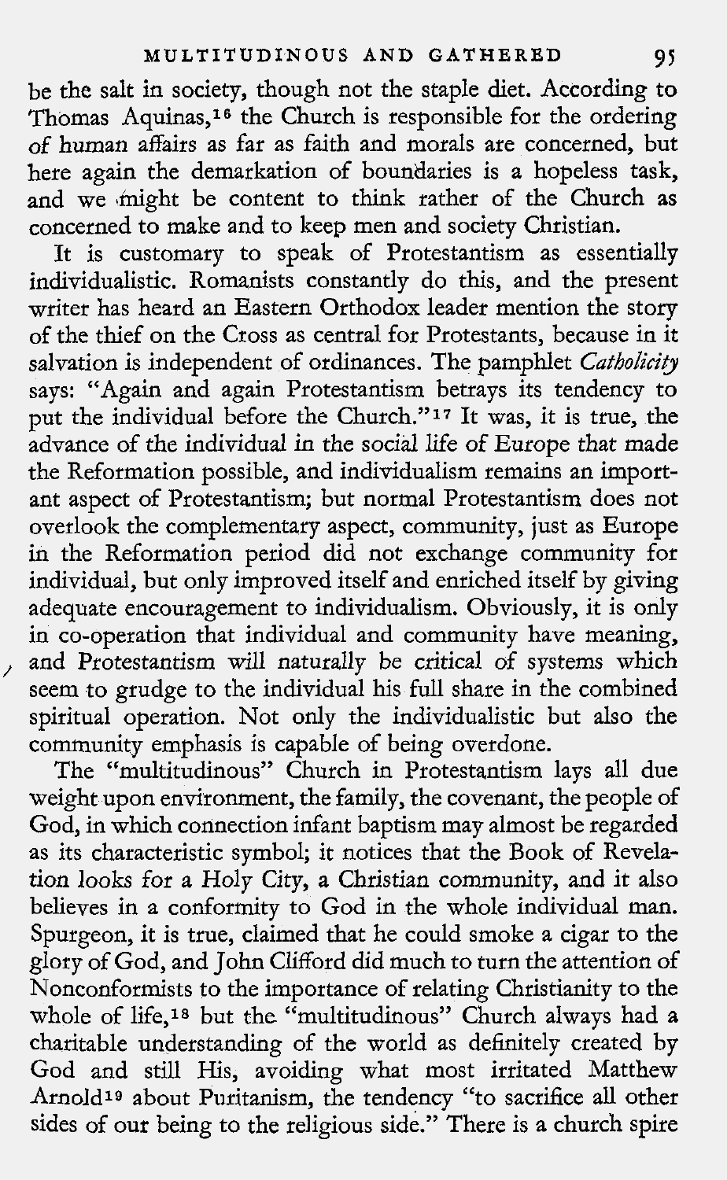be the salt in society, though not the staple diet. According to Thomas Aquinas,[16] the Church is responsible for the ordering of human affairs as far as faith and morals are concerned, but here again the demarkation of boundaries is a hopeless task, and we might be content to think rather of the Church as concerned to make and to keep men and society Christian.

It is customary to speak of Protestantism as essentially individualistic. Romanists constantly do this, and the present writer has heard an Eastern Orthodox leader mention the story of the thief on the Cross as central for Protestants, because in it salvation is independent of ordinances. The pamphlet *Catholicity* says: "Again and again Protestantism betrays its tendency to put the individual before the Church."[17] It was, it is true, the advance of the individual in the social life of Europe that made the Reformation possible, and individualism remains an important aspect of Protestantism; but normal Protestantism does not overlook the complementary aspect, community, just as Europe in the Reformation period did not exchange community for individual, but only improved itself and enriched itself by giving adequate encouragement to individualism. Obviously, it is only in co-operation that individual and community have meaning, and Protestantism will naturally be critical of systems which seem to grudge to the individual his full share in the combined spiritual operation. Not only the individualistic but also the community emphasis is capable of being overdone.

The "multitudinous" Church in Protestantism lays all due weight upon environment, the family, the covenant, the people of God, in which connection infant baptism may almost be regarded as its characteristic symbol; it notices that the Book of Revelation looks for a Holy City, a Christian community, and it also believes in a conformity to God in the whole individual man. Spurgeon, it is true, claimed that he could smoke a cigar to the glory of God, and John Clifford did much to turn the attention of Nonconformists to the importance of relating Christianity to the whole of life,[18] but the "multitudinous" Church always had a charitable understanding of the world as definitely created by God and still His, avoiding what most irritated Matthew Arnold[19] about Puritanism, the tendency "to sacrifice all other sides of our being to the religious side." There is a church spire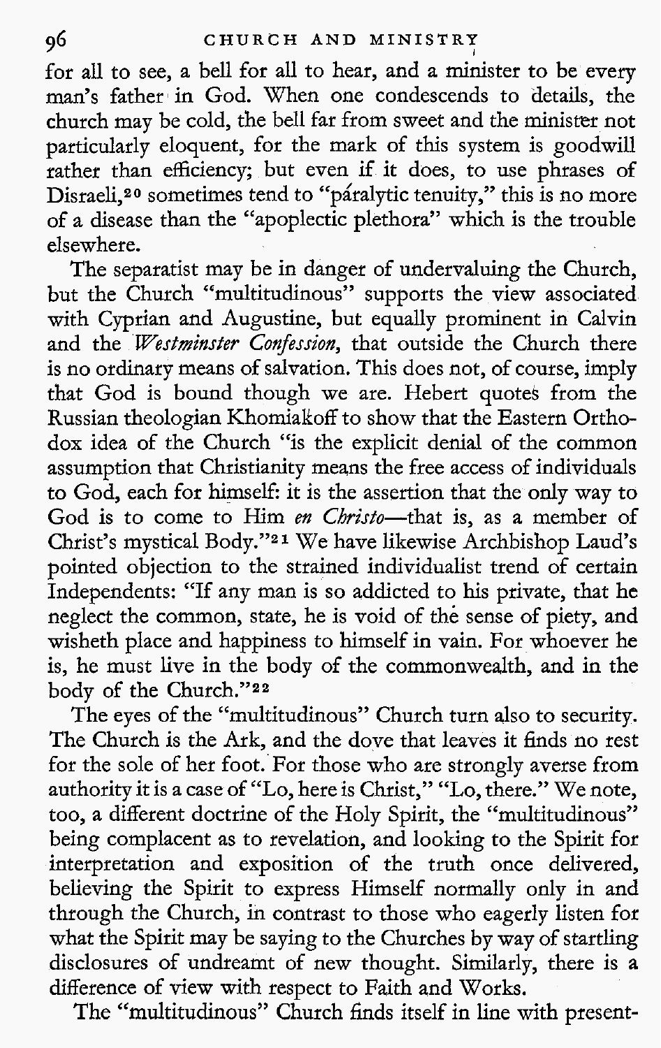for all to see, a bell for all to hear, and a minister to be every man's father in God. When one condescends to details, the church may be cold, the bell far from sweet and the minister not particularly eloquent, for the mark of this system is goodwill rather than efficiency; but even if it does, to use phrases of Disraeli,[20] sometimes tend to "páralytic tenuity," this is no more of a disease than the "apoplectic plethora" which is the trouble elsewhere.

The separatist may be in danger of undervaluing the Church, but the Church "multitudinous" supports the view associated with Cyprian and Augustine, but equally prominent in Calvin and the *Westminster Confession*, that outside the Church there is no ordinary means of salvation. This does not, of course, imply that God is bound though we are. Hebert quotes from the Russian theologian Khomiakoff to show that the Eastern Orthodox idea of the Church "is the explicit denial of the common assumption that Christianity means the free access of individuals to God, each for himself: it is the assertion that the only way to God is to come to Him *en Christo*—that is, as a member of Christ's mystical Body."[21] We have likewise Archbishop Laud's pointed objection to the strained individualist trend of certain Independents: "If any man is so addicted to his private, that he neglect the common, state, he is void of the sense of piety, and wisheth place and happiness to himself in vain. For whoever he is, he must live in the body of the commonwealth, and in the body of the Church."[22]

The eyes of the "multitudinous" Church turn also to security. The Church is the Ark, and the dove that leaves it finds no rest for the sole of her foot. For those who are strongly averse from authority it is a case of "Lo, here is Christ," "Lo, there." We note, too, a different doctrine of the Holy Spirit, the "multitudinous" being complacent as to revelation, and looking to the Spirit for interpretation and exposition of the truth once delivered, believing the Spirit to express Himself normally only in and through the Church, in contrast to those who eagerly listen for what the Spirit may be saying to the Churches by way of startling disclosures of undreamt of new thought. Similarly, there is a difference of view with respect to Faith and Works.

The "multitudinous" Church finds itself in line with present-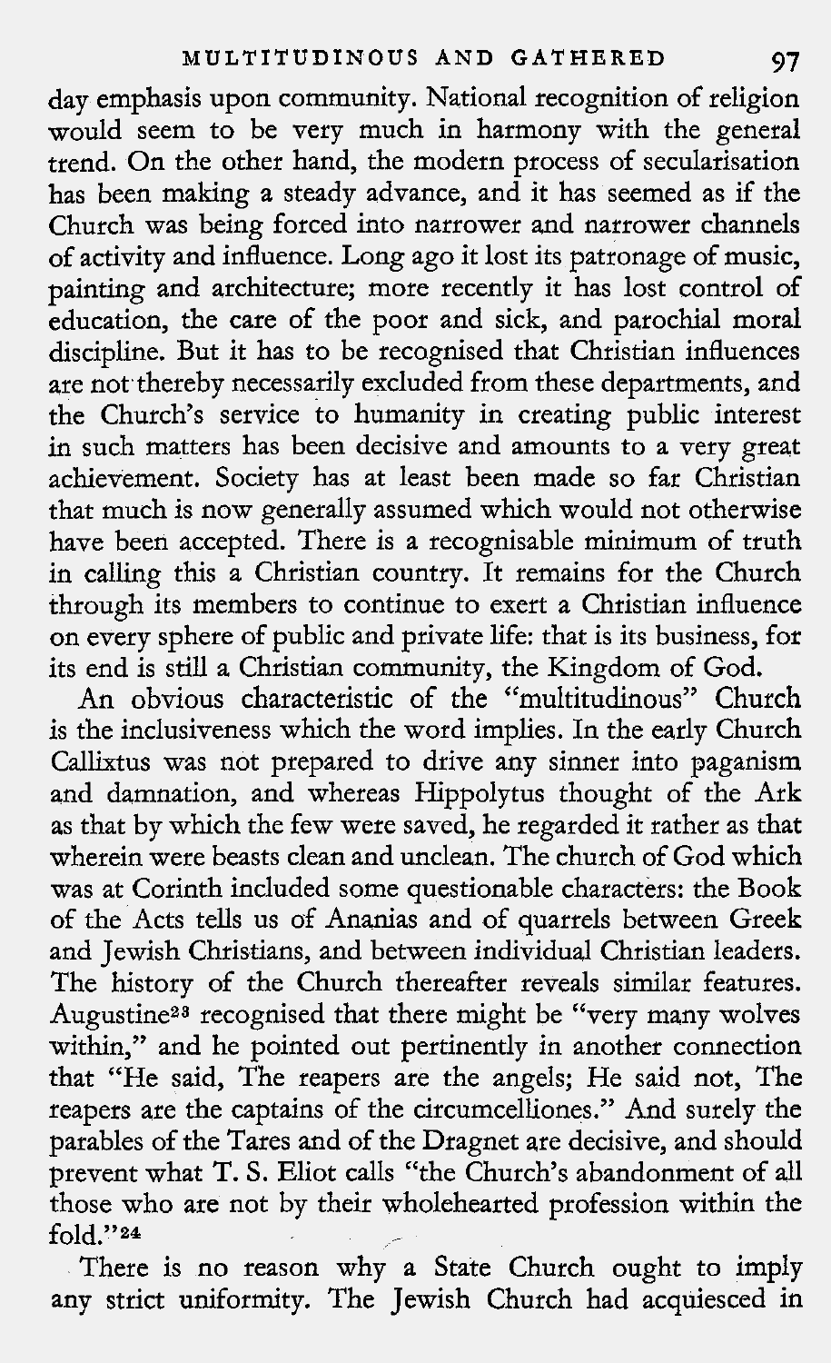day emphasis upon community. National recognition of religion would seem to be very much in harmony with the general trend. On the other hand, the modern process of secularisation has been making a steady advance, and it has seemed as if the Church was being forced into narrower and narrower channels of activity and influence. Long ago it lost its patronage of music, painting and architecture; more recently it has lost control of education, the care of the poor and sick, and parochial moral discipline. But it has to be recognised that Christian influences are not thereby necessarily excluded from these departments, and the Church's service to humanity in creating public interest in such matters has been decisive and amounts to a very great achievement. Society has at least been made so far Christian that much is now generally assumed which would not otherwise have been accepted. There is a recognisable minimum of truth in calling this a Christian country. It remains for the Church through its members to continue to exert a Christian influence on every sphere of public and private life: that is its business, for its end is still a Christian community, the Kingdom of God.

An obvious characteristic of the "multitudinous" Church is the inclusiveness which the word implies. In the early Church Callixtus was not prepared to drive any sinner into paganism and damnation, and whereas Hippolytus thought of the Ark as that by which the few were saved, he regarded it rather as that wherein were beasts clean and unclean. The church of God which was at Corinth included some questionable characters: the Book of the Acts tells us of Ananias and of quarrels between Greek and Jewish Christians, and between individual Christian leaders. The history of the Church thereafter reveals similar features. Augustine[23] recognised that there might be "very many wolves within," and he pointed out pertinently in another connection that "He said, The reapers are the angels; He said not, The reapers are the captains of the circumcelliones." And surely the parables of the Tares and of the Dragnet are decisive, and should prevent what T. S. Eliot calls "the Church's abandonment of all those who are not by their wholehearted profession within the fold."[24]

There is no reason why a State Church ought to imply any strict uniformity. The Jewish Church had acquiesced in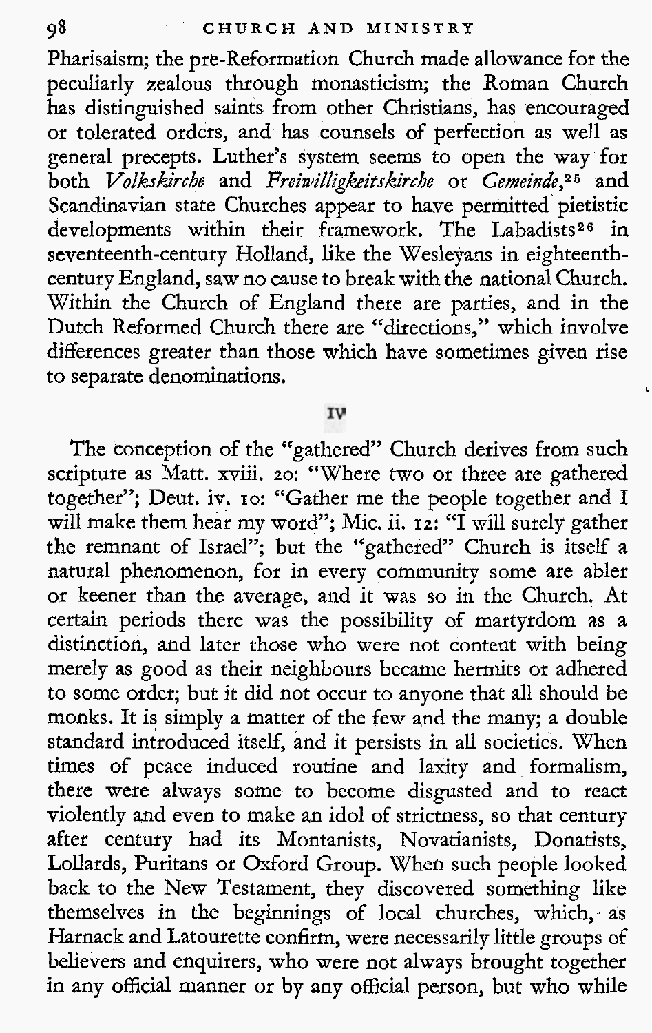Pharisaism; the pre-Reformation Church made allowance for the peculiarly zealous through monasticism; the Roman Church has distinguished saints from other Christians, has encouraged or tolerated orders, and has counsels of perfection as well as general precepts. Luther's system seems to open the way for both *Volkskirche* and *Freiwilligkeitskirche* or *Gemeinde*,[25] and Scandinavian state Churches appear to have permitted pietistic developments within their framework. The Labadists[26] in seventeenth-century Holland, like the Wesleyans in eighteenth-century England, saw no cause to break with the national Church. Within the Church of England there are parties, and in the Dutch Reformed Church there are "directions," which involve differences greater than those which have sometimes given rise to separate denominations.

## IV

The conception of the "gathered" Church derives from such scripture as Matt. xviii. 20: "Where two or three are gathered together"; Deut. iv. 10: "Gather me the people together and I will make them hear my word"; Mic. ii. 12: "I will surely gather the remnant of Israel"; but the "gathered" Church is itself a natural phenomenon, for in every community some are abler or keener than the average, and it was so in the Church. At certain periods there was the possibility of martyrdom as a distinction, and later those who were not content with being merely as good as their neighbours became hermits or adhered to some order; but it did not occur to anyone that all should be monks. It is simply a matter of the few and the many; a double standard introduced itself, and it persists in all societies. When times of peace induced routine and laxity and formalism, there were always some to become disgusted and to react violently and even to make an idol of strictness, so that century after century had its Montanists, Novatianists, Donatists, Lollards, Puritans or Oxford Group. When such people looked back to the New Testament, they discovered something like themselves in the beginnings of local churches, which, as Harnack and Latourette confirm, were necessarily little groups of believers and enquirers, who were not always brought together in any official manner or by any official person, but who while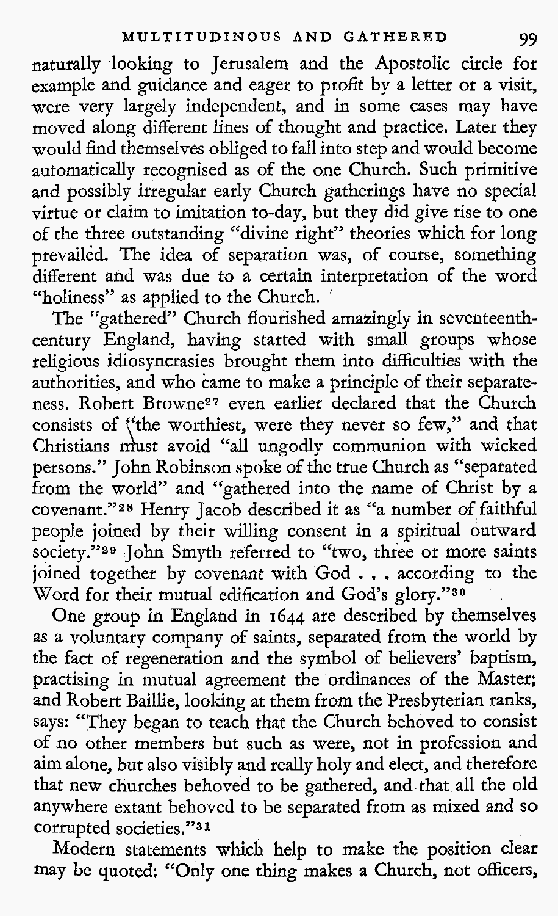naturally looking to Jerusalem and the Apostolic circle for example and guidance and eager to profit by a letter or a visit, were very largely independent, and in some cases may have moved along different lines of thought and practice. Later they would find themselves obliged to fall into step and would become automatically recognised as of the one Church. Such primitive and possibly irregular early Church gatherings have no special virtue or claim to imitation to-day, but they did give rise to one of the three outstanding "divine right" theories which for long prevailed. The idea of separation was, of course, something different and was due to a certain interpretation of the word "holiness" as applied to the Church.

The "gathered" Church flourished amazingly in seventeenth-century England, having started with small groups whose religious idiosyncrasies brought them into difficulties with the authorities, and who came to make a principle of their separateness. Robert Browne[27] even earlier declared that the Church consists of "the worthiest, were they never so few," and that Christians must avoid "all ungodly communion with wicked persons." John Robinson spoke of the true Church as "separated from the world" and "gathered into the name of Christ by a covenant."[28] Henry Jacob described it as "a number of faithful people joined by their willing consent in a spiritual outward society."[29] John Smyth referred to "two, three or more saints joined together by covenant with God . . . according to the Word for their mutual edification and God's glory."[30]

One group in England in 1644 are described by themselves as a voluntary company of saints, separated from the world by the fact of regeneration and the symbol of believers' baptism, practising in mutual agreement the ordinances of the Master; and Robert Baillie, looking at them from the Presbyterian ranks, says: "They began to teach that the Church behoved to consist of no other members but such as were, not in profession and aim alone, but also visibly and really holy and elect, and therefore that new churches behoved to be gathered, and that all the old anywhere extant behoved to be separated from as mixed and so corrupted societies."[31]

Modern statements which help to make the position clear may be quoted: "Only one thing makes a Church, not officers,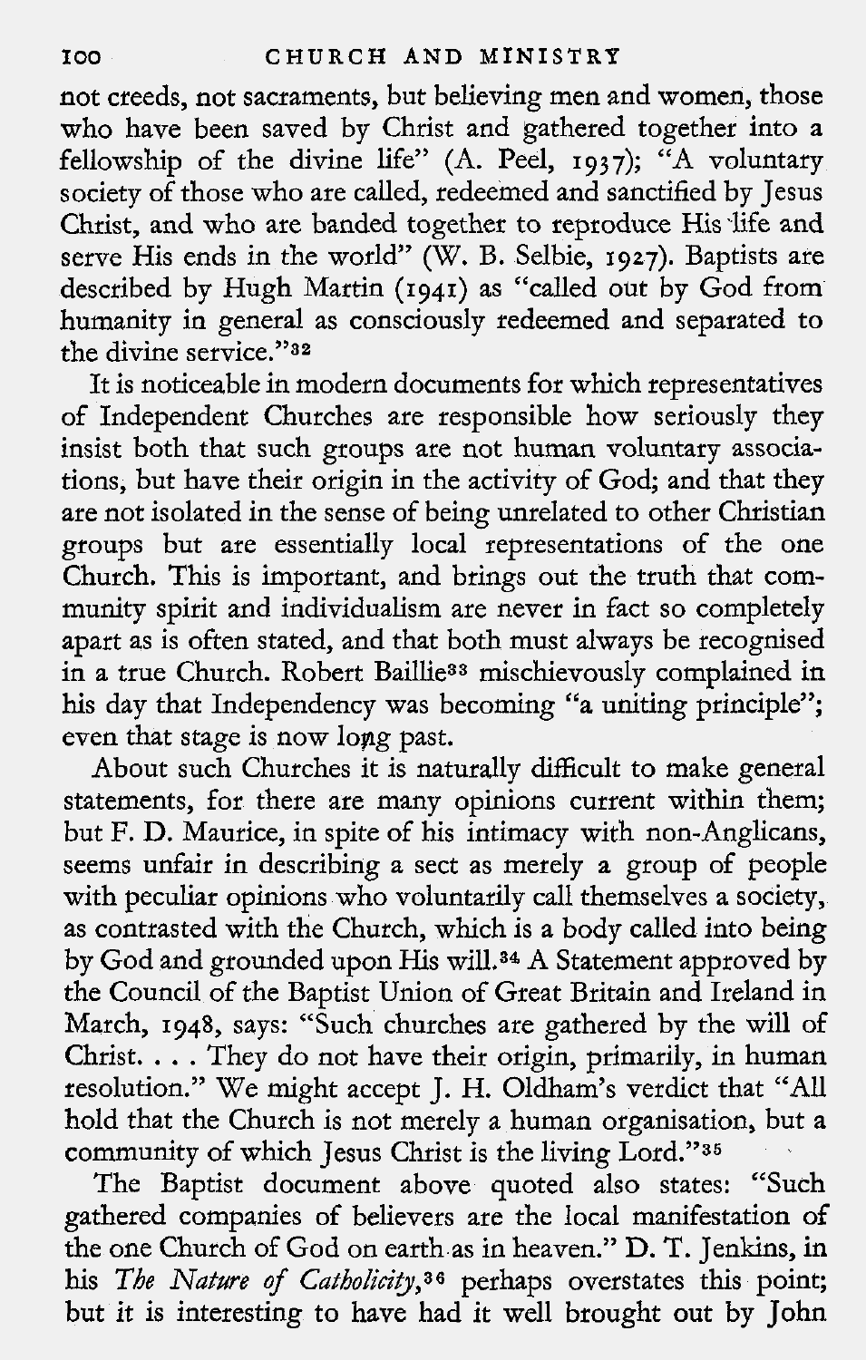not creeds, not sacraments, but believing men and women, those who have been saved by Christ and gathered together into a fellowship of the divine life" (A. Peel, 1937); "A voluntary society of those who are called, redeemed and sanctified by Jesus Christ, and who are banded together to reproduce His life and serve His ends in the world" (W. B. Selbie, 1927). Baptists are described by Hugh Martin (1941) as "called out by God from humanity in general as consciously redeemed and separated to the divine service."[32]

It is noticeable in modern documents for which representatives of Independent Churches are responsible how seriously they insist both that such groups are not human voluntary associations, but have their origin in the activity of God; and that they are not isolated in the sense of being unrelated to other Christian groups but are essentially local representations of the one Church. This is important, and brings out the truth that community spirit and individualism are never in fact so completely apart as is often stated, and that both must always be recognised in a true Church. Robert Baillie[33] mischievously complained in his day that Independency was becoming "a uniting principle"; even that stage is now long past.

About such Churches it is naturally difficult to make general statements, for there are many opinions current within them; but F. D. Maurice, in spite of his intimacy with non-Anglicans, seems unfair in describing a sect as merely a group of people with peculiar opinions who voluntarily call themselves a society, as contrasted with the Church, which is a body called into being by God and grounded upon His will.[34] A Statement approved by the Council of the Baptist Union of Great Britain and Ireland in March, 1948, says: "Such churches are gathered by the will of Christ. . . . They do not have their origin, primarily, in human resolution." We might accept J. H. Oldham's verdict that "All hold that the Church is not merely a human organisation, but a community of which Jesus Christ is the living Lord."[35]

The Baptist document above quoted also states: "Such gathered companies of believers are the local manifestation of the one Church of God on earth as in heaven." D. T. Jenkins, in his *The Nature of Catholicity*,[36] perhaps overstates this point; but it is interesting to have had it well brought out by John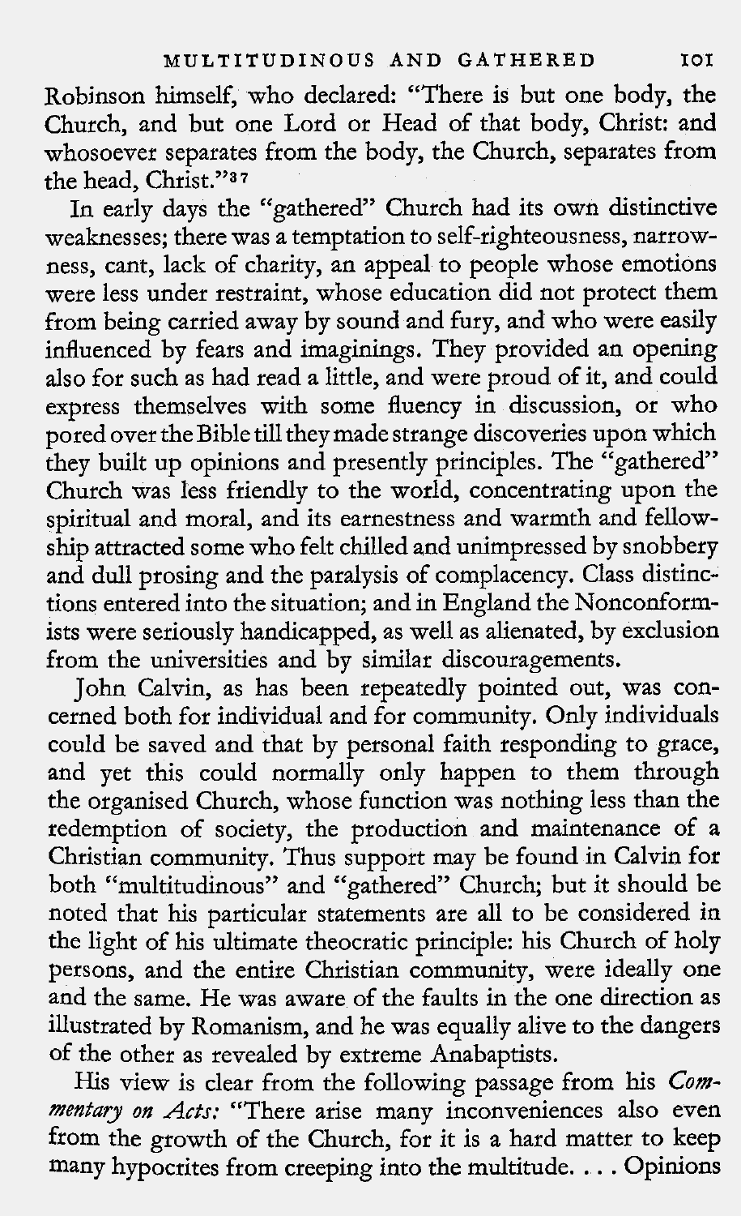Robinson himself, who declared: "There is but one body, the Church, and but one Lord or Head of that body, Christ: and whosoever separates from the body, the Church, separates from the head, Christ."[37]

In early days the "gathered" Church had its own distinctive weaknesses; there was a temptation to self-righteousness, narrowness, cant, lack of charity, an appeal to people whose emotions were less under restraint, whose education did not protect them from being carried away by sound and fury, and who were easily influenced by fears and imaginings. They provided an opening also for such as had read a little, and were proud of it, and could express themselves with some fluency in discussion, or who pored over the Bible till they made strange discoveries upon which they built up opinions and presently principles. The "gathered" Church was less friendly to the world, concentrating upon the spiritual and moral, and its earnestness and warmth and fellowship attracted some who felt chilled and unimpressed by snobbery and dull prosing and the paralysis of complacency. Class distinctions entered into the situation; and in England the Nonconformists were seriously handicapped, as well as alienated, by exclusion from the universities and by similar discouragements.

John Calvin, as has been repeatedly pointed out, was concerned both for individual and for community. Only individuals could be saved and that by personal faith responding to grace, and yet this could normally only happen to them through the organised Church, whose function was nothing less than the redemption of society, the production and maintenance of a Christian community. Thus support may be found in Calvin for both "multitudinous" and "gathered" Church; but it should be noted that his particular statements are all to be considered in the light of his ultimate theocratic principle: his Church of holy persons, and the entire Christian community, were ideally one and the same. He was aware of the faults in the one direction as illustrated by Romanism, and he was equally alive to the dangers of the other as revealed by extreme Anabaptists.

His view is clear from the following passage from his *Commentary on Acts:* "There arise many inconveniences also even from the growth of the Church, for it is a hard matter to keep many hypocrites from creeping into the multitude. . . . Opinions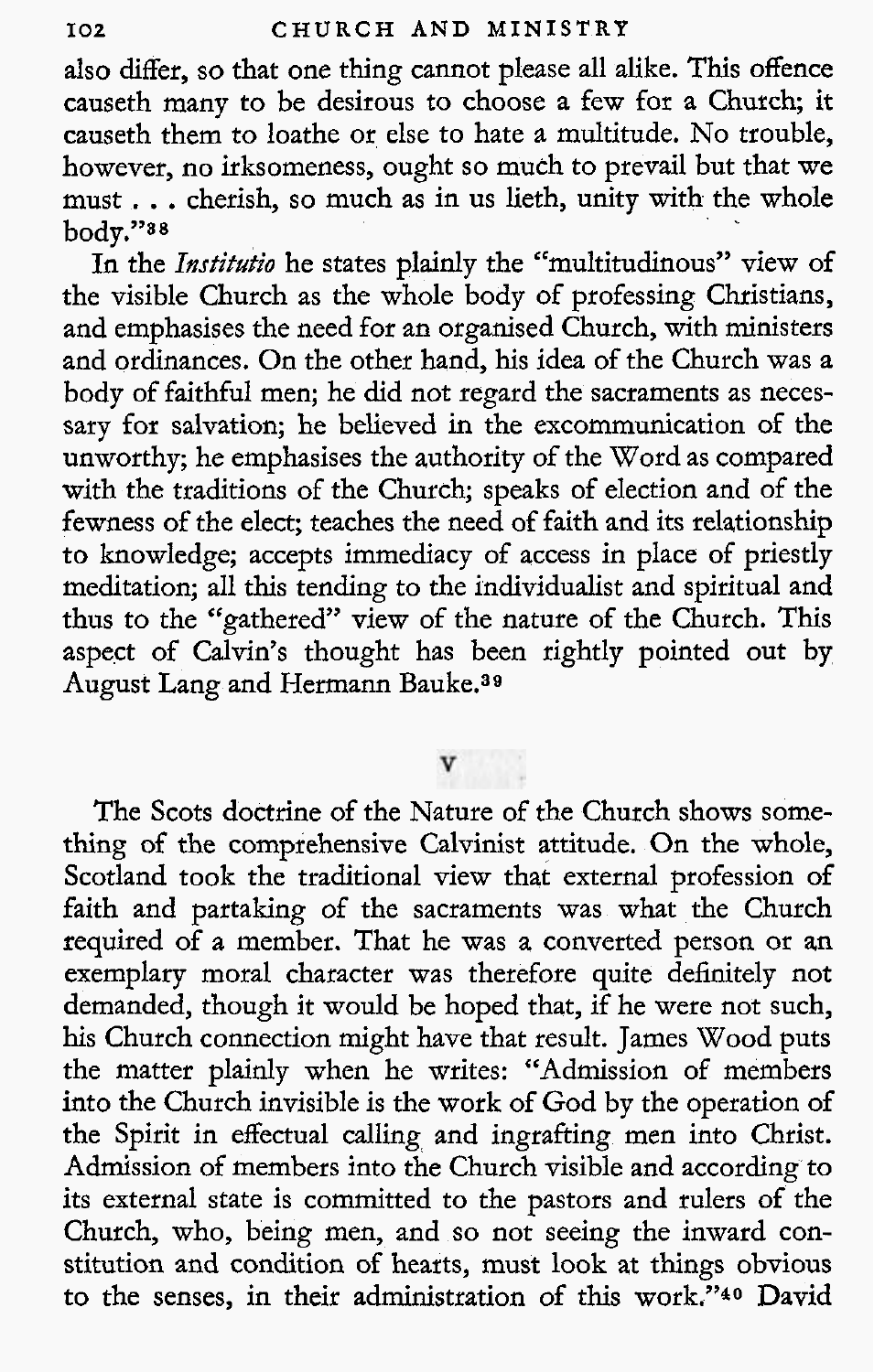also differ, so that one thing cannot please all alike. This offence causeth many to be desirous to choose a few for a Church; it causeth them to loathe or else to hate a multitude. No trouble, however, no irksomeness, ought so much to prevail but that we must . . . cherish, so much as in us lieth, unity with the whole body."[38]

In the *Institutio* he states plainly the "multitudinous" view of the visible Church as the whole body of professing Christians, and emphasises the need for an organised Church, with ministers and ordinances. On the other hand, his idea of the Church was a body of faithful men; he did not regard the sacraments as necessary for salvation; he believed in the excommunication of the unworthy; he emphasises the authority of the Word as compared with the traditions of the Church; speaks of election and of the fewness of the elect; teaches the need of faith and its relationship to knowledge; accepts immediacy of access in place of priestly meditation; all this tending to the individualist and spiritual and thus to the "gathered" view of the nature of the Church. This aspect of Calvin's thought has been rightly pointed out by August Lang and Hermann Bauke.[39]

## V

The Scots doctrine of the Nature of the Church shows something of the comprehensive Calvinist attitude. On the whole, Scotland took the traditional view that external profession of faith and partaking of the sacraments was what the Church required of a member. That he was a converted person or an exemplary moral character was therefore quite definitely not demanded, though it would be hoped that, if he were not such, his Church connection might have that result. James Wood puts the matter plainly when he writes: "Admission of members into the Church invisible is the work of God by the operation of the Spirit in effectual calling and ingrafting men into Christ. Admission of members into the Church visible and according to its external state is committed to the pastors and rulers of the Church, who, being men, and so not seeing the inward constitution and condition of hearts, must look at things obvious to the senses, in their administration of this work."[40] David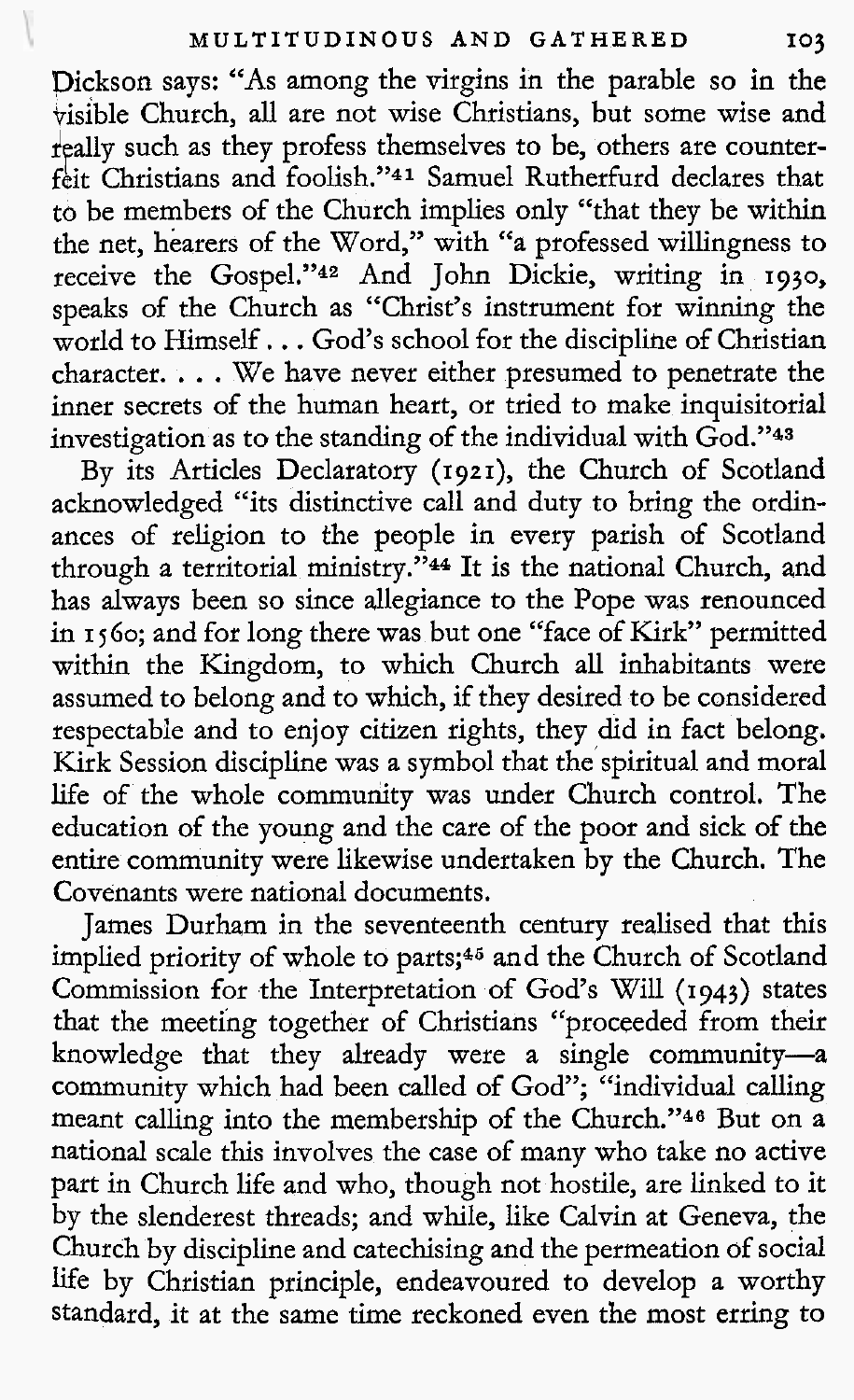Dickson says: "As among the virgins in the parable so in the visible Church, all are not wise Christians, but some wise and really such as they profess themselves to be, others are counterfeit Christians and foolish."[41] Samuel Rutherfurd declares that to be members of the Church implies only "that they be within the net, hearers of the Word," with "a professed willingness to receive the Gospel."[42] And John Dickie, writing in 1930, speaks of the Church as "Christ's instrument for winning the world to Himself . . . God's school for the discipline of Christian character. . . . We have never either presumed to penetrate the inner secrets of the human heart, or tried to make inquisitorial investigation as to the standing of the individual with God."[43]

By its Articles Declaratory (1921), the Church of Scotland acknowledged "its distinctive call and duty to bring the ordinances of religion to the people in every parish of Scotland through a territorial ministry."[44] It is the national Church, and has always been so since allegiance to the Pope was renounced in 1560; and for long there was but one "face of Kirk" permitted within the Kingdom, to which Church all inhabitants were assumed to belong and to which, if they desired to be considered respectable and to enjoy citizen rights, they did in fact belong. Kirk Session discipline was a symbol that the spiritual and moral life of the whole community was under Church control. The education of the young and the care of the poor and sick of the entire community were likewise undertaken by the Church. The Covenants were national documents.

James Durham in the seventeenth century realised that this implied priority of whole to parts;[45] and the Church of Scotland Commission for the Interpretation of God's Will (1943) states that the meeting together of Christians "proceeded from their knowledge that they already were a single community—a community which had been called of God"; "individual calling meant calling into the membership of the Church."[46] But on a national scale this involves the case of many who take no active part in Church life and who, though not hostile, are linked to it by the slenderest threads; and while, like Calvin at Geneva, the Church by discipline and catechising and the permeation of social life by Christian principle, endeavoured to develop a worthy standard, it at the same time reckoned even the most erring to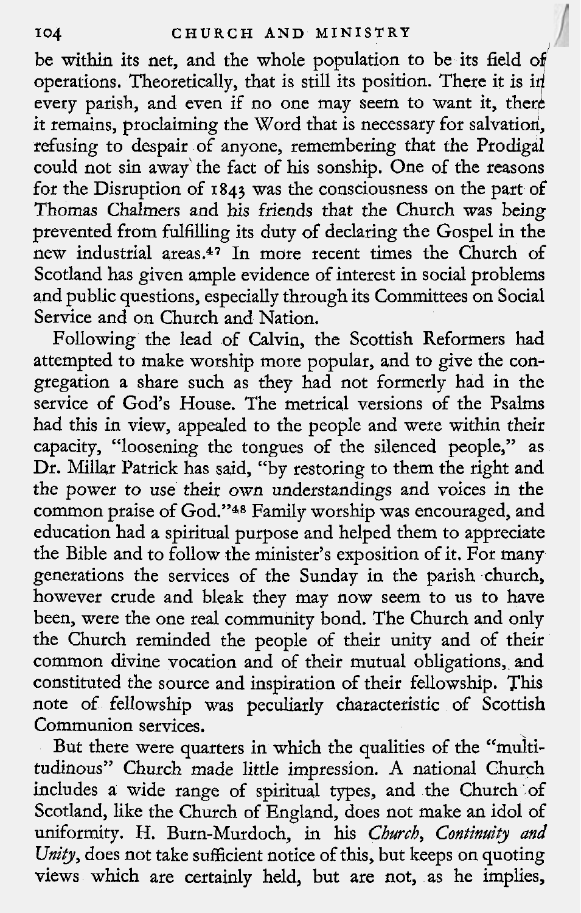be within its net, and the whole population to be its field of operations. Theoretically, that is still its position. There it is in every parish, and even if no one may seem to want it, there it remains, proclaiming the Word that is necessary for salvation, refusing to despair of anyone, remembering that the Prodigal could not sin away the fact of his sonship. One of the reasons for the Disruption of 1843 was the consciousness on the part of Thomas Chalmers and his friends that the Church was being prevented from fulfilling its duty of declaring the Gospel in the new industrial areas.[47] In more recent times the Church of Scotland has given ample evidence of interest in social problems and public questions, especially through its Committees on Social Service and on Church and Nation.

Following the lead of Calvin, the Scottish Reformers had attempted to make worship more popular, and to give the congregation a share such as they had not formerly had in the service of God's House. The metrical versions of the Psalms had this in view, appealed to the people and were within their capacity, "loosening the tongues of the silenced people," as Dr. Millar Patrick has said, "by restoring to them the right and the power to use their own understandings and voices in the common praise of God."[48] Family worship was encouraged, and education had a spiritual purpose and helped them to appreciate the Bible and to follow the minister's exposition of it. For many generations the services of the Sunday in the parish church, however crude and bleak they may now seem to us to have been, were the one real community bond. The Church and only the Church reminded the people of their unity and of their common divine vocation and of their mutual obligations, and constituted the source and inspiration of their fellowship. This note of fellowship was peculiarly characteristic of Scottish Communion services.

But there were quarters in which the qualities of the "multitudinous" Church made little impression. A national Church includes a wide range of spiritual types, and the Church of Scotland, like the Church of England, does not make an idol of uniformity. H. Burn-Murdoch, in his *Church, Continuity and Unity*, does not take sufficient notice of this, but keeps on quoting views which are certainly held, but are not, as he implies,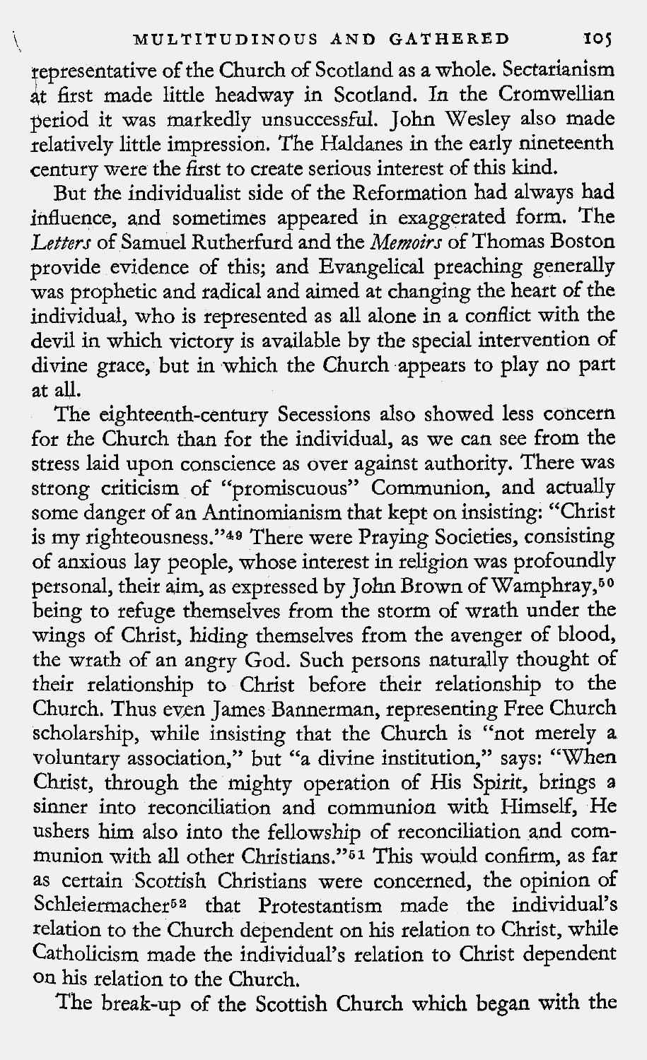representative of the Church of Scotland as a whole. Sectarianism at first made little headway in Scotland. In the Cromwellian period it was markedly unsuccessful. John Wesley also made relatively little impression. The Haldanes in the early nineteenth century were the first to create serious interest of this kind.

But the individualist side of the Reformation had always had influence, and sometimes appeared in exaggerated form. The *Letters* of Samuel Rutherfurd and the *Memoirs* of Thomas Boston provide evidence of this; and Evangelical preaching generally was prophetic and radical and aimed at changing the heart of the individual, who is represented as all alone in a conflict with the devil in which victory is available by the special intervention of divine grace, but in which the Church appears to play no part at all.

The eighteenth-century Secessions also showed less concern for the Church than for the individual, as we can see from the stress laid upon conscience as over against authority. There was strong criticism of "promiscuous" Communion, and actually some danger of an Antinomianism that kept on insisting: "Christ is my righteousness."[49] There were Praying Societies, consisting of anxious lay people, whose interest in religion was profoundly personal, their aim, as expressed by John Brown of Wamphray,[50] being to refuge themselves from the storm of wrath under the wings of Christ, hiding themselves from the avenger of blood, the wrath of an angry God. Such persons naturally thought of their relationship to Christ before their relationship to the Church. Thus even James Bannerman, representing Free Church scholarship, while insisting that the Church is "not merely a voluntary association," but "a divine institution," says: "When Christ, through the mighty operation of His Spirit, brings a sinner into reconciliation and communion with Himself, He ushers him also into the fellowship of reconciliation and communion with all other Christians."[51] This would confirm, as far as certain Scottish Christians were concerned, the opinion of Schleiermacher[52] that Protestantism made the individual's relation to the Church dependent on his relation to Christ, while Catholicism made the individual's relation to Christ dependent on his relation to the Church.

The break-up of the Scottish Church which began with the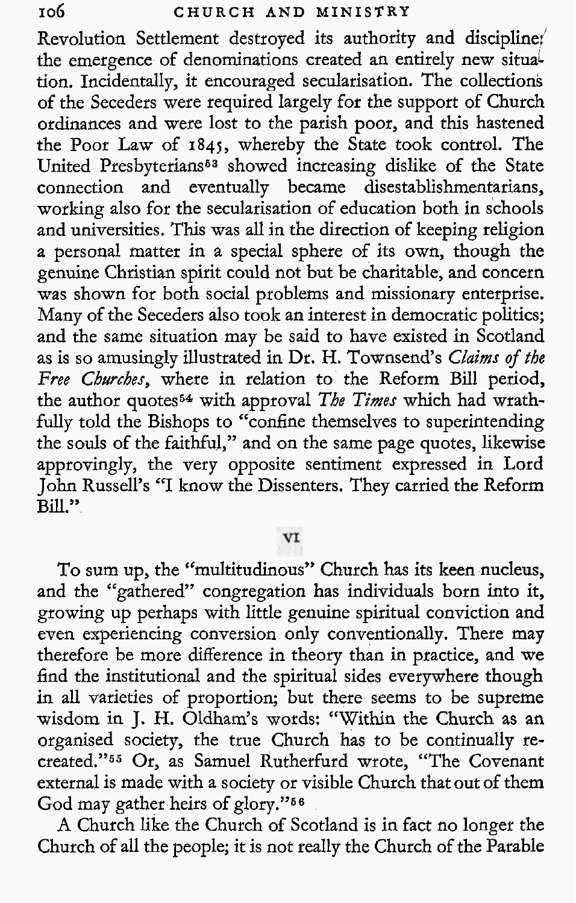Revolution Settlement destroyed its authority and discipline; the emergence of denominations created an entirely new situation. Incidentally, it encouraged secularisation. The collections of the Seceders were required largely for the support of Church ordinances and were lost to the parish poor, and this hastened the Poor Law of 1845, whereby the State took control. The United Presbyterians[53] showed increasing dislike of the State connection and eventually became disestablishmentarians, working also for the secularisation of education both in schools and universities. This was all in the direction of keeping religion a personal matter in a special sphere of its own, though the genuine Christian spirit could not but be charitable, and concern was shown for both social problems and missionary enterprise. Many of the Seceders also took an interest in democratic politics; and the same situation may be said to have existed in Scotland as is so amusingly illustrated in Dr. H. Townsend's *Claims of the Free Churches*, where in relation to the Reform Bill period, the author quotes[54] with approval *The Times* which had wrathfully told the Bishops to "confine themselves to superintending the souls of the faithful," and on the same page quotes, likewise approvingly, the very opposite sentiment expressed in Lord John Russell's "I know the Dissenters. They carried the Reform Bill."

## VI

To sum up, the "multitudinous" Church has its keen nucleus, and the "gathered" congregation has individuals born into it, growing up perhaps with little genuine spiritual conviction and even experiencing conversion only conventionally. There may therefore be more difference in theory than in practice, and we find the institutional and the spiritual sides everywhere though in all varieties of proportion; but there seems to be supreme wisdom in J. H. Oldham's words: "Within the Church as an organised society, the true Church has to be continually recreated."[55] Or, as Samuel Rutherfurd wrote, "The Covenant external is made with a society or visible Church that out of them God may gather heirs of glory."[56]

A Church like the Church of Scotland is in fact no longer the Church of all the people; it is not really the Church of the Parable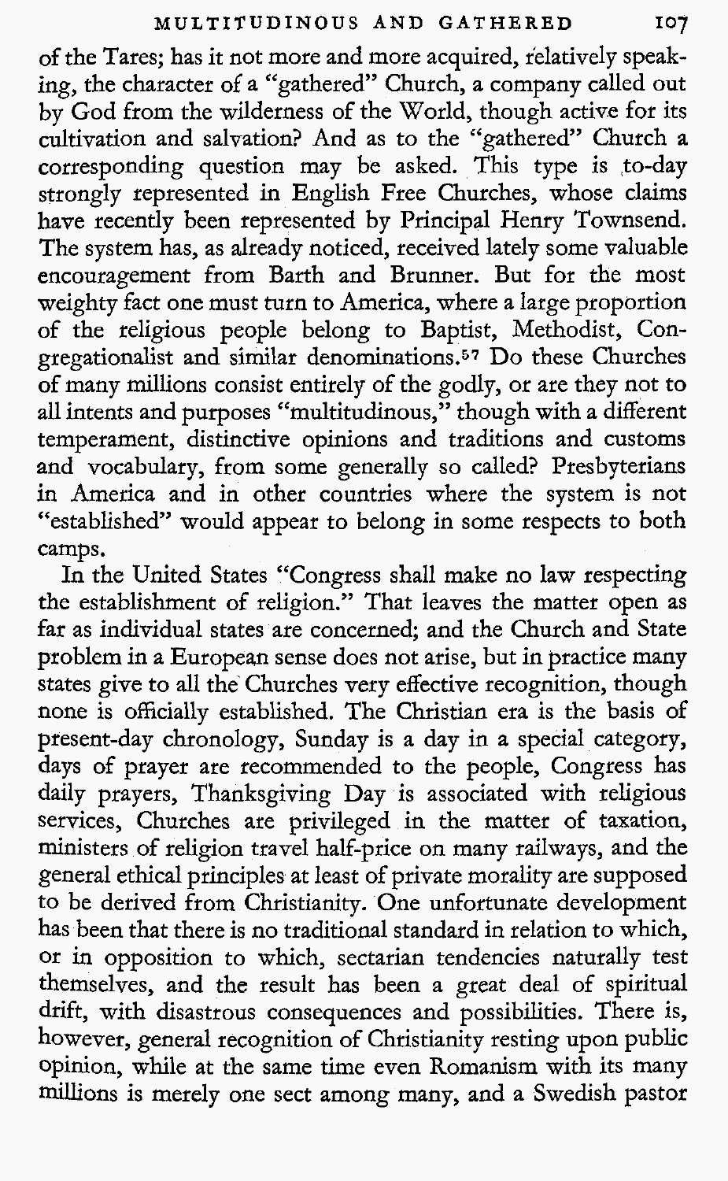of the Tares; has it not more and more acquired, relatively speaking, the character of a "gathered" Church, a company called out by God from the wilderness of the World, though active for its cultivation and salvation? And as to the "gathered" Church a corresponding question may be asked. This type is to-day strongly represented in English Free Churches, whose claims have recently been represented by Principal Henry Townsend. The system has, as already noticed, received lately some valuable encouragement from Barth and Brunner. But for the most weighty fact one must turn to America, where a large proportion of the religious people belong to Baptist, Methodist, Congregationalist and similar denominations.[57] Do these Churches of many millions consist entirely of the godly, or are they not to all intents and purposes "multitudinous," though with a different temperament, distinctive opinions and traditions and customs and vocabulary, from some generally so called? Presbyterians in America and in other countries where the system is not "established" would appear to belong in some respects to both camps.

In the United States "Congress shall make no law respecting the establishment of religion." That leaves the matter open as far as individual states are concerned; and the Church and State problem in a European sense does not arise, but in practice many states give to all the Churches very effective recognition, though none is officially established. The Christian era is the basis of present-day chronology, Sunday is a day in a special category, days of prayer are recommended to the people, Congress has daily prayers, Thanksgiving Day is associated with religious services, Churches are privileged in the matter of taxation, ministers of religion travel half-price on many railways, and the general ethical principles at least of private morality are supposed to be derived from Christianity. One unfortunate development has been that there is no traditional standard in relation to which, or in opposition to which, sectarian tendencies naturally test themselves, and the result has been a great deal of spiritual drift, with disastrous consequences and possibilities. There is, however, general recognition of Christianity resting upon public opinion, while at the same time even Romanism with its many millions is merely one sect among many, and a Swedish pastor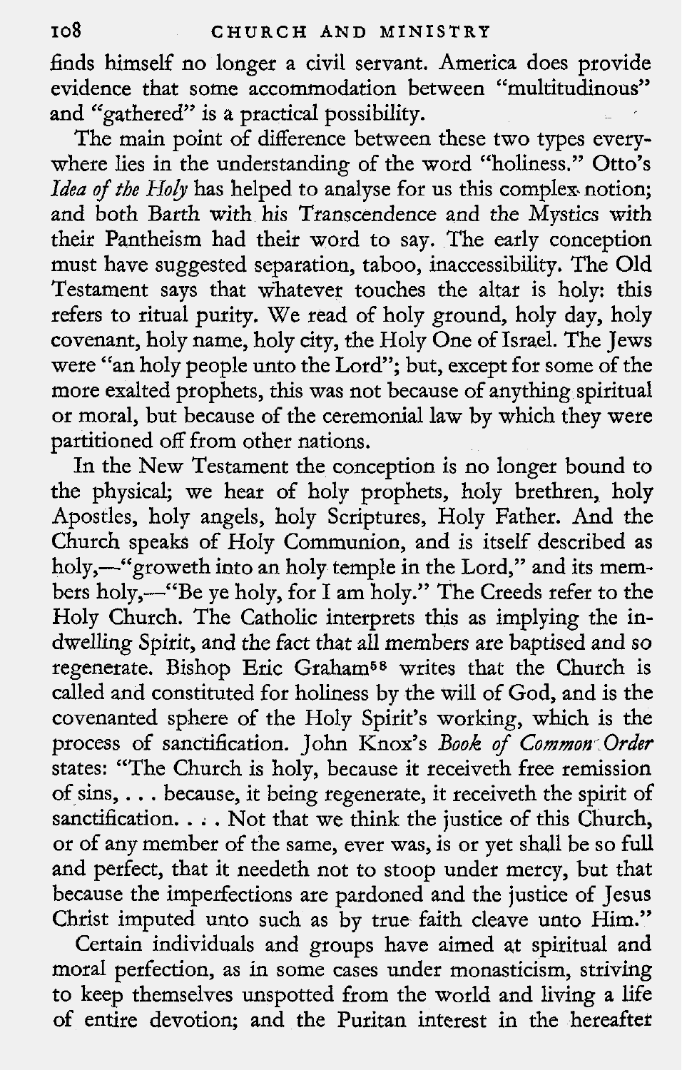finds himself no longer a civil servant. America does provide evidence that some accommodation between "multitudinous" and "gathered" is a practical possibility.

The main point of difference between these two types everywhere lies in the understanding of the word "holiness." Otto's *Idea of the Holy* has helped to analyse for us this complex notion; and both Barth with his Transcendence and the Mystics with their Pantheism had their word to say. The early conception must have suggested separation, taboo, inaccessibility. The Old Testament says that whatever touches the altar is holy: this refers to ritual purity. We read of holy ground, holy day, holy covenant, holy name, holy city, the Holy One of Israel. The Jews were "an holy people unto the Lord"; but, except for some of the more exalted prophets, this was not because of anything spiritual or moral, but because of the ceremonial law by which they were partitioned off from other nations.

In the New Testament the conception is no longer bound to the physical; we hear of holy prophets, holy brethren, holy Apostles, holy angels, holy Scriptures, Holy Father. And the Church speaks of Holy Communion, and is itself described as holy,—"groweth into an holy temple in the Lord," and its members holy,—"Be ye holy, for I am holy." The Creeds refer to the Holy Church. The Catholic interprets this as implying the indwelling Spirit, and the fact that all members are baptised and so regenerate. Bishop Eric Graham[58] writes that the Church is called and constituted for holiness by the will of God, and is the covenanted sphere of the Holy Spirit's working, which is the process of sanctification. John Knox's *Book of Common Order* states: "The Church is holy, because it receiveth free remission of sins, . . . because, it being regenerate, it receiveth the spirit of sanctification. . . . Not that we think the justice of this Church, or of any member of the same, ever was, is or yet shall be so full and perfect, that it needeth not to stoop under mercy, but that because the imperfections are pardoned and the justice of Jesus Christ imputed unto such as by true faith cleave unto Him."

Certain individuals and groups have aimed at spiritual and moral perfection, as in some cases under monasticism, striving to keep themselves unspotted from the world and living a life of entire devotion; and the Puritan interest in the hereafter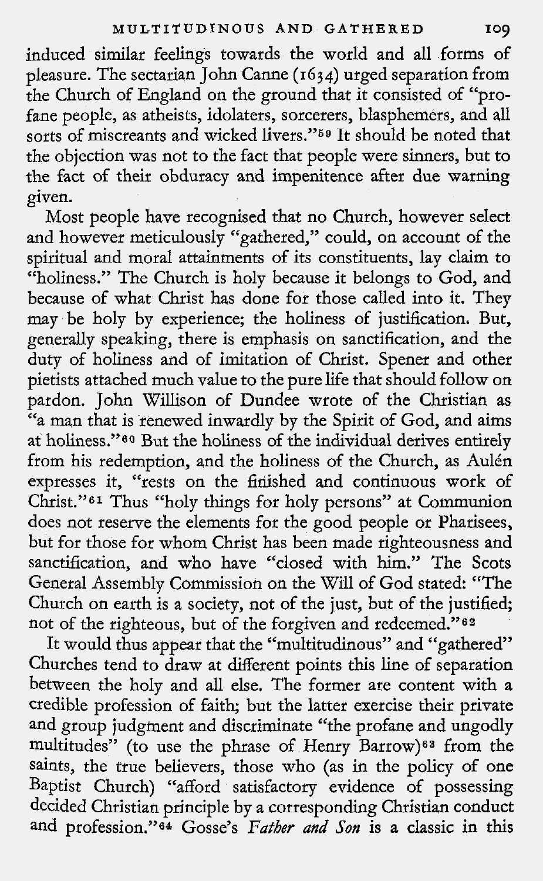induced similar feelings towards the world and all forms of pleasure. The sectarian John Canne (1634) urged separation from the Church of England on the ground that it consisted of "profane people, as atheists, idolaters, sorcerers, blasphemers, and all sorts of miscreants and wicked livers."[59] It should be noted that the objection was not to the fact that people were sinners, but to the fact of their obduracy and impenitence after due warning given.

Most people have recognised that no Church, however select and however meticulously "gathered," could, on account of the spiritual and moral attainments of its constituents, lay claim to "holiness." The Church is holy because it belongs to God, and because of what Christ has done for those called into it. They may be holy by experience; the holiness of justification. But, generally speaking, there is emphasis on sanctification, and the duty of holiness and of imitation of Christ. Spener and other pietists attached much value to the pure life that should follow on pardon. John Willison of Dundee wrote of the Christian as "a man that is renewed inwardly by the Spirit of God, and aims at holiness."[60] But the holiness of the individual derives entirely from his redemption, and the holiness of the Church, as Aulén expresses it, "rests on the finished and continuous work of Christ."[61] Thus "holy things for holy persons" at Communion does not reserve the elements for the good people or Pharisees, but for those for whom Christ has been made righteousness and sanctification, and who have "closed with him." The Scots General Assembly Commission on the Will of God stated: "The Church on earth is a society, not of the just, but of the justified; not of the righteous, but of the forgiven and redeemed."[62]

It would thus appear that the "multitudinous" and "gathered" Churches tend to draw at different points this line of separation between the holy and all else. The former are content with a credible profession of faith; but the latter exercise their private and group judgment and discriminate "the profane and ungodly multitudes" (to use the phrase of Henry Barrow)[63] from the saints, the true believers, those who (as in the policy of one Baptist Church) "afford satisfactory evidence of possessing decided Christian principle by a corresponding Christian conduct and profession."[64] Gosse's *Father and Son* is a classic in this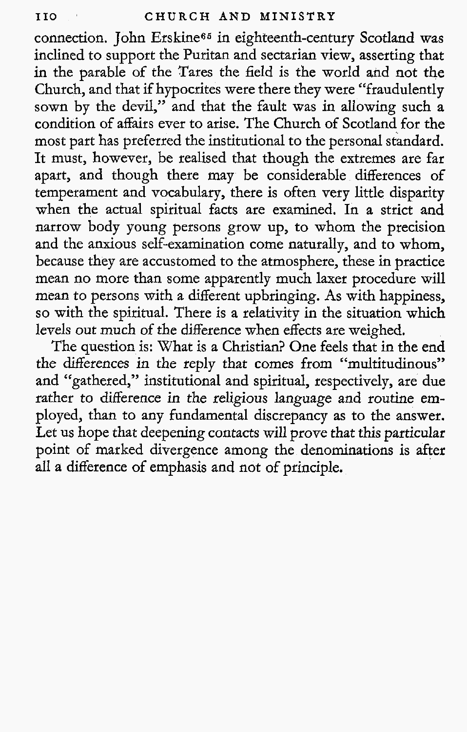connection. John Erskine[65] in eighteenth-century Scotland was inclined to support the Puritan and sectarian view, asserting that in the parable of the Tares the field is the world and not the Church, and that if hypocrites were there they were "fraudulently sown by the devil," and that the fault was in allowing such a condition of affairs ever to arise. The Church of Scotland for the most part has preferred the institutional to the personal standard. It must, however, be realised that though the extremes are far apart, and though there may be considerable differences of temperament and vocabulary, there is often very little disparity when the actual spiritual facts are examined. In a strict and narrow body young persons grow up, to whom the precision and the anxious self-examination come naturally, and to whom, because they are accustomed to the atmosphere, these in practice mean no more than some apparently much laxer procedure will mean to persons with a different upbringing. As with happiness, so with the spiritual. There is a relativity in the situation which levels out much of the difference when effects are weighed.

The question is: What is a Christian? One feels that in the end the differences in the reply that comes from "multitudinous" and "gathered," institutional and spiritual, respectively, are due rather to difference in the religious language and routine employed, than to any fundamental discrepancy as to the answer. Let us hope that deepening contacts will prove that this particular point of marked divergence among the denominations is after all a difference of emphasis and not of principle.